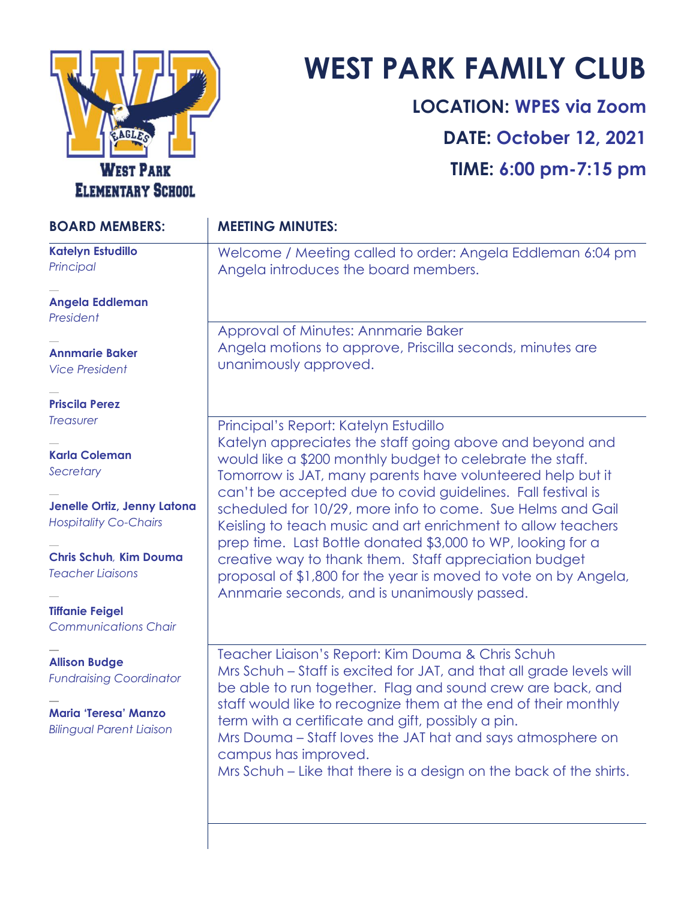WEST PARK ELEMENTARY SCHOOL

# WEST PARK FAMILY CLUB

**LOCATION: WPES via Zoom**

**DATE: October 12, 2021**

**TIME: 6:00 pm-7:15 pm**

## BOARD MEMBERS:

**Katelyn Estudillo**
*Principal*

**Angela Eddleman**
*President*

**Annmarie Baker**
*Vice President*

**Priscila Perez**
*Treasurer*

**Karla Coleman**
*Secretary*

**Jenelle Ortiz, Jenny Latona**
*Hospitality Co-Chairs*

**Chris Schuh, Kim Douma**
*Teacher Liaisons*

**Tiffanie Feigel**
*Communications Chair*

**Allison Budge**
*Fundraising Coordinator*

**Maria 'Teresa' Manzo**
*Bilingual Parent Liaison*

## MEETING MINUTES:

Welcome / Meeting called to order: Angela Eddleman 6:04 pm
Angela introduces the board members.

Approval of Minutes: Annmarie Baker
Angela motions to approve, Priscilla seconds, minutes are unanimously approved.

Principal's Report: Katelyn Estudillo
Katelyn appreciates the staff going above and beyond and would like a $200 monthly budget to celebrate the staff. Tomorrow is JAT, many parents have volunteered help but it can't be accepted due to covid guidelines. Fall festival is scheduled for 10/29, more info to come. Sue Helms and Gail Keisling to teach music and art enrichment to allow teachers prep time. Last Bottle donated $3,000 to WP, looking for a creative way to thank them. Staff appreciation budget proposal of $1,800 for the year is moved to vote on by Angela, Annmarie seconds, and is unanimously passed.

Teacher Liaison's Report: Kim Douma & Chris Schuh
Mrs Schuh – Staff is excited for JAT, and that all grade levels will be able to run together. Flag and sound crew are back, and staff would like to recognize them at the end of their monthly term with a certificate and gift, possibly a pin.
Mrs Douma – Staff loves the JAT hat and says atmosphere on campus has improved.
Mrs Schuh – Like that there is a design on the back of the shirts.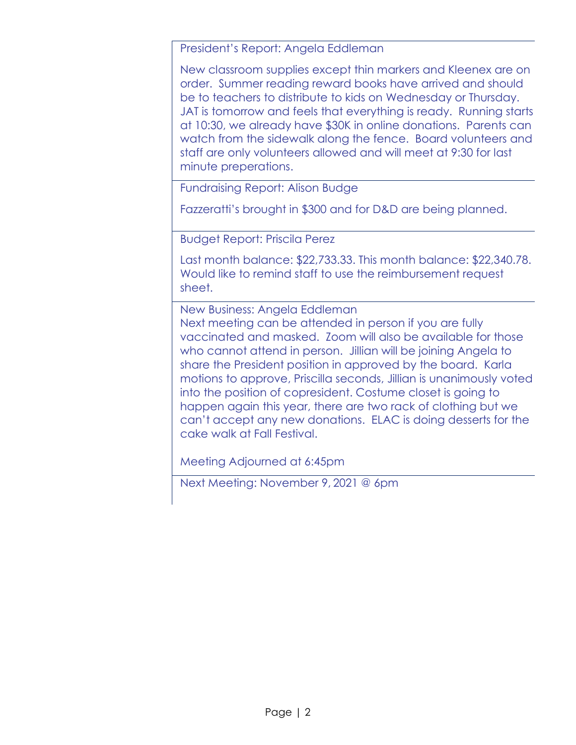President's Report: Angela Eddleman

New classroom supplies except thin markers and Kleenex are on order. Summer reading reward books have arrived and should be to teachers to distribute to kids on Wednesday or Thursday. JAT is tomorrow and feels that everything is ready. Running starts at 10:30, we already have $30K in online donations. Parents can watch from the sidewalk along the fence. Board volunteers and staff are only volunteers allowed and will meet at 9:30 for last minute preperations.

Fundraising Report: Alison Budge

Fazzeratti's brought in $300 and for D&D are being planned.

Budget Report: Priscila Perez

Last month balance: $22,733.33. This month balance: $22,340.78. Would like to remind staff to use the reimbursement request sheet.

New Business: Angela Eddleman

Next meeting can be attended in person if you are fully vaccinated and masked. Zoom will also be available for those who cannot attend in person. Jillian will be joining Angela to share the President position in approved by the board. Karla motions to approve, Priscilla seconds, Jillian is unanimously voted into the position of copresident. Costume closet is going to happen again this year, there are two rack of clothing but we can't accept any new donations. ELAC is doing desserts for the cake walk at Fall Festival.

Meeting Adjourned at 6:45pm

Next Meeting: November 9, 2021 @ 6pm